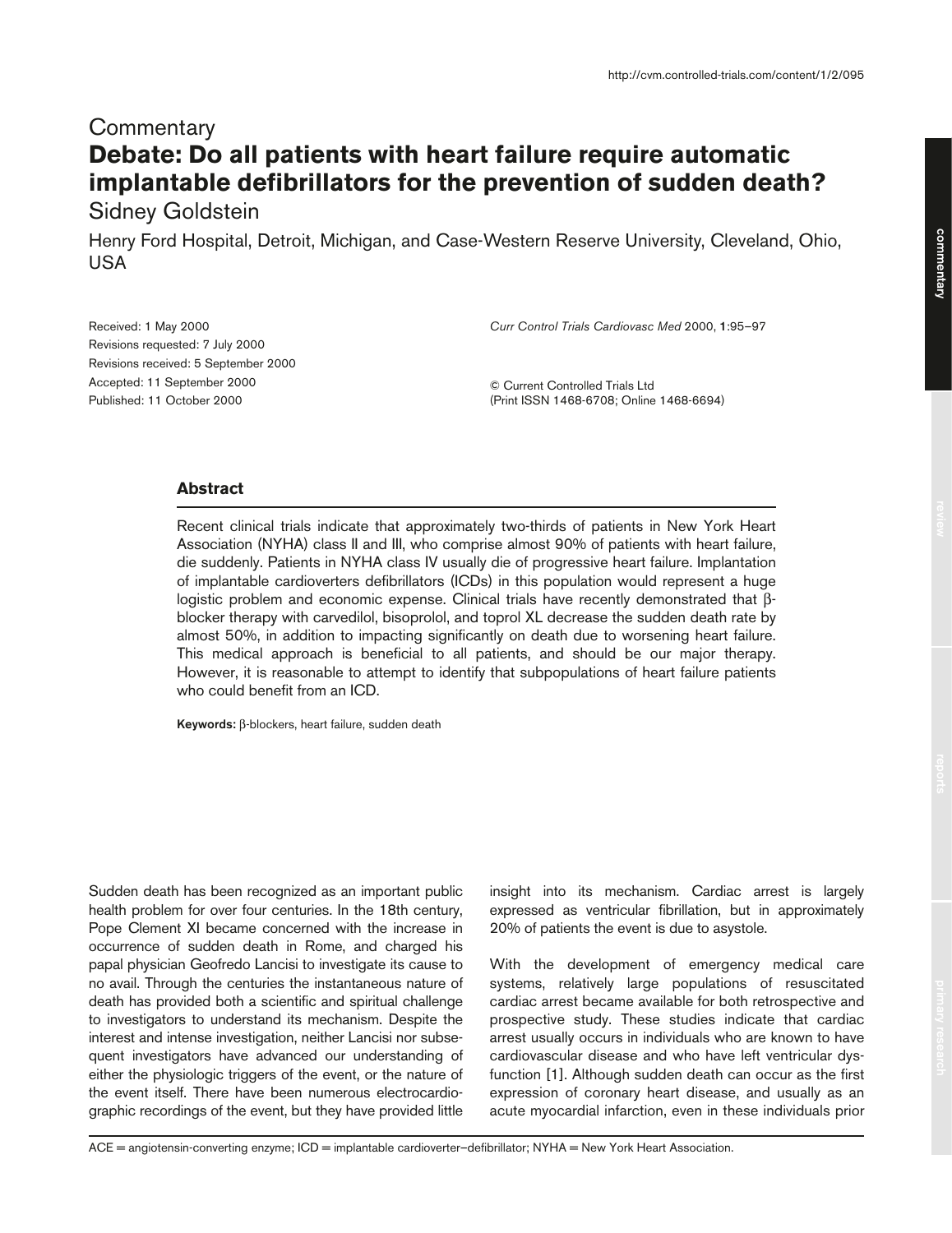Commentary

# Debate: Do all patients with heart failure require automatic implantable defibrillators for the prevention of sudden death?

Sidney Goldstein

Henry Ford Hospital, Detroit, Michigan, and Case-Western Reserve University, Cleveland, Ohio, USA

Received: 1 May 2000
Revisions requested: 7 July 2000
Revisions received: 5 September 2000
Accepted: 11 September 2000
Published: 11 October 2000

*Curr Control Trials Cardiovasc Med* 2000, **1**:95–97

© Current Controlled Trials Ltd
(Print ISSN 1468-6708; Online 1468-6694)

## Abstract

Recent clinical trials indicate that approximately two-thirds of patients in New York Heart Association (NYHA) class II and III, who comprise almost 90% of patients with heart failure, die suddenly. Patients in NYHA class IV usually die of progressive heart failure. Implantation of implantable cardioverters defibrillators (ICDs) in this population would represent a huge logistic problem and economic expense. Clinical trials have recently demonstrated that β-blocker therapy with carvedilol, bisoprolol, and toprol XL decrease the sudden death rate by almost 50%, in addition to impacting significantly on death due to worsening heart failure. This medical approach is beneficial to all patients, and should be our major therapy. However, it is reasonable to attempt to identify that subpopulations of heart failure patients who could benefit from an ICD.

**Keywords:** β-blockers, heart failure, sudden death

Sudden death has been recognized as an important public health problem for over four centuries. In the 18th century, Pope Clement XI became concerned with the increase in occurrence of sudden death in Rome, and charged his papal physician Geofredo Lancisi to investigate its cause to no avail. Through the centuries the instantaneous nature of death has provided both a scientific and spiritual challenge to investigators to understand its mechanism. Despite the interest and intense investigation, neither Lancisi nor subsequent investigators have advanced our understanding of either the physiologic triggers of the event, or the nature of the event itself. There have been numerous electrocardiographic recordings of the event, but they have provided little insight into its mechanism. Cardiac arrest is largely expressed as ventricular fibrillation, but in approximately 20% of patients the event is due to asystole.

With the development of emergency medical care systems, relatively large populations of resuscitated cardiac arrest became available for both retrospective and prospective study. These studies indicate that cardiac arrest usually occurs in individuals who are known to have cardiovascular disease and who have left ventricular dysfunction [1]. Although sudden death can occur as the first expression of coronary heart disease, and usually as an acute myocardial infarction, even in these individuals prior

ACE = angiotensin-converting enzyme; ICD = implantable cardioverter–defibrillator; NYHA = New York Heart Association.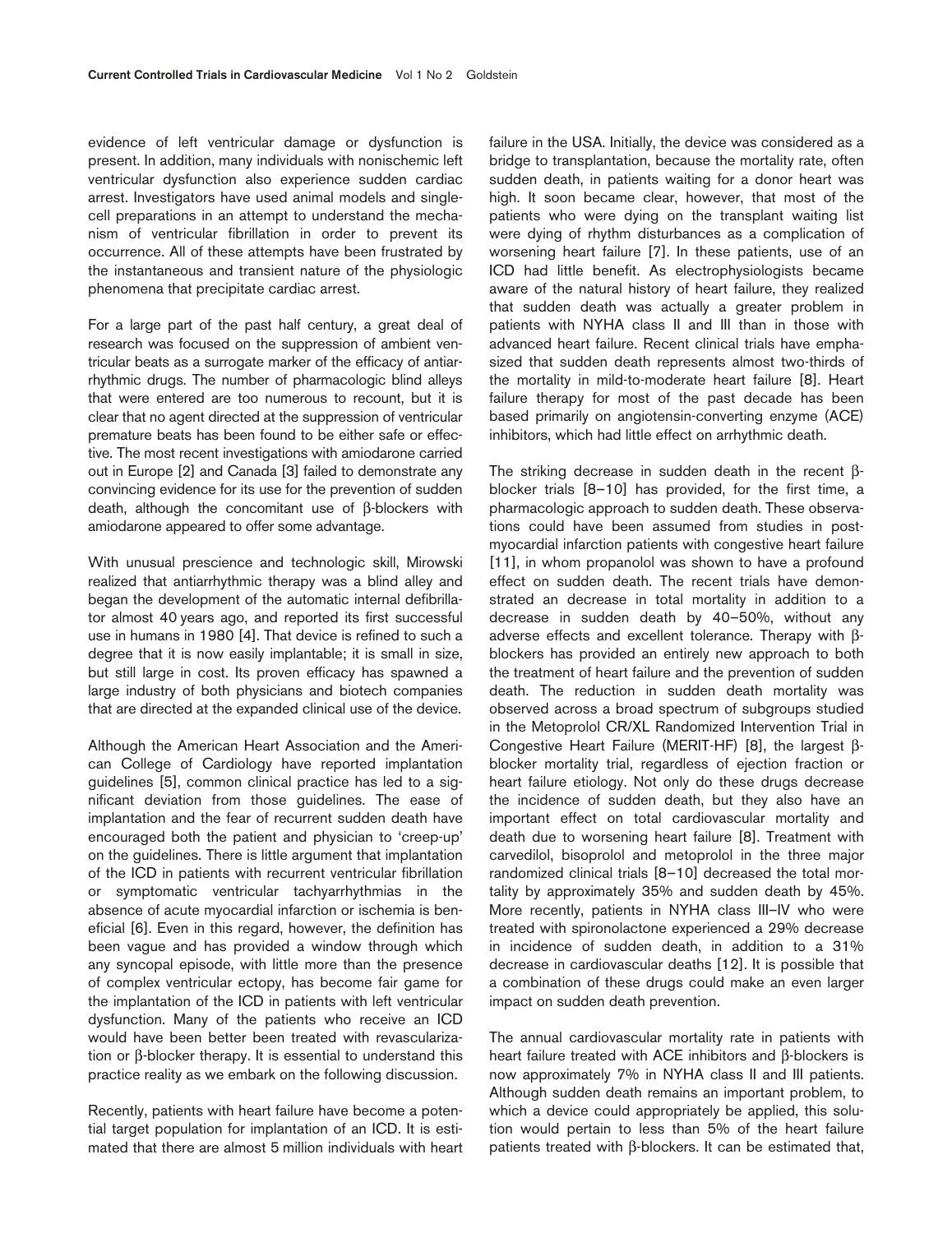evidence of left ventricular damage or dysfunction is present. In addition, many individuals with nonischemic left ventricular dysfunction also experience sudden cardiac arrest. Investigators have used animal models and single-cell preparations in an attempt to understand the mechanism of ventricular fibrillation in order to prevent its occurrence. All of these attempts have been frustrated by the instantaneous and transient nature of the physiologic phenomena that precipitate cardiac arrest.

For a large part of the past half century, a great deal of research was focused on the suppression of ambient ventricular beats as a surrogate marker of the efficacy of antiarrhythmic drugs. The number of pharmacologic blind alleys that were entered are too numerous to recount, but it is clear that no agent directed at the suppression of ventricular premature beats has been found to be either safe or effective. The most recent investigations with amiodarone carried out in Europe [2] and Canada [3] failed to demonstrate any convincing evidence for its use for the prevention of sudden death, although the concomitant use of β-blockers with amiodarone appeared to offer some advantage.

With unusual prescience and technologic skill, Mirowski realized that antiarrhythmic therapy was a blind alley and began the development of the automatic internal defibrillator almost 40 years ago, and reported its first successful use in humans in 1980 [4]. That device is refined to such a degree that it is now easily implantable; it is small in size, but still large in cost. Its proven efficacy has spawned a large industry of both physicians and biotech companies that are directed at the expanded clinical use of the device.

Although the American Heart Association and the American College of Cardiology have reported implantation guidelines [5], common clinical practice has led to a significant deviation from those guidelines. The ease of implantation and the fear of recurrent sudden death have encouraged both the patient and physician to 'creep-up' on the guidelines. There is little argument that implantation of the ICD in patients with recurrent ventricular fibrillation or symptomatic ventricular tachyarrhythmias in the absence of acute myocardial infarction or ischemia is beneficial [6]. Even in this regard, however, the definition has been vague and has provided a window through which any syncopal episode, with little more than the presence of complex ventricular ectopy, has become fair game for the implantation of the ICD in patients with left ventricular dysfunction. Many of the patients who receive an ICD would have been better been treated with revascularization or β-blocker therapy. It is essential to understand this practice reality as we embark on the following discussion.

Recently, patients with heart failure have become a potential target population for implantation of an ICD. It is estimated that there are almost 5 million individuals with heart failure in the USA. Initially, the device was considered as a bridge to transplantation, because the mortality rate, often sudden death, in patients waiting for a donor heart was high. It soon became clear, however, that most of the patients who were dying on the transplant waiting list were dying of rhythm disturbances as a complication of worsening heart failure [7]. In these patients, use of an ICD had little benefit. As electrophysiologists became aware of the natural history of heart failure, they realized that sudden death was actually a greater problem in patients with NYHA class II and III than in those with advanced heart failure. Recent clinical trials have emphasized that sudden death represents almost two-thirds of the mortality in mild-to-moderate heart failure [8]. Heart failure therapy for most of the past decade has been based primarily on angiotensin-converting enzyme (ACE) inhibitors, which had little effect on arrhythmic death.

The striking decrease in sudden death in the recent β-blocker trials [8–10] has provided, for the first time, a pharmacologic approach to sudden death. These observations could have been assumed from studies in post-myocardial infarction patients with congestive heart failure [11], in whom propanolol was shown to have a profound effect on sudden death. The recent trials have demonstrated an decrease in total mortality in addition to a decrease in sudden death by 40–50%, without any adverse effects and excellent tolerance. Therapy with β-blockers has provided an entirely new approach to both the treatment of heart failure and the prevention of sudden death. The reduction in sudden death mortality was observed across a broad spectrum of subgroups studied in the Metoprolol CR/XL Randomized Intervention Trial in Congestive Heart Failure (MERIT-HF) [8], the largest β-blocker mortality trial, regardless of ejection fraction or heart failure etiology. Not only do these drugs decrease the incidence of sudden death, but they also have an important effect on total cardiovascular mortality and death due to worsening heart failure [8]. Treatment with carvedilol, bisoprolol and metoprolol in the three major randomized clinical trials [8–10] decreased the total mortality by approximately 35% and sudden death by 45%. More recently, patients in NYHA class III–IV who were treated with spironolactone experienced a 29% decrease in incidence of sudden death, in addition to a 31% decrease in cardiovascular deaths [12]. It is possible that a combination of these drugs could make an even larger impact on sudden death prevention.

The annual cardiovascular mortality rate in patients with heart failure treated with ACE inhibitors and β-blockers is now approximately 7% in NYHA class II and III patients. Although sudden death remains an important problem, to which a device could appropriately be applied, this solution would pertain to less than 5% of the heart failure patients treated with β-blockers. It can be estimated that,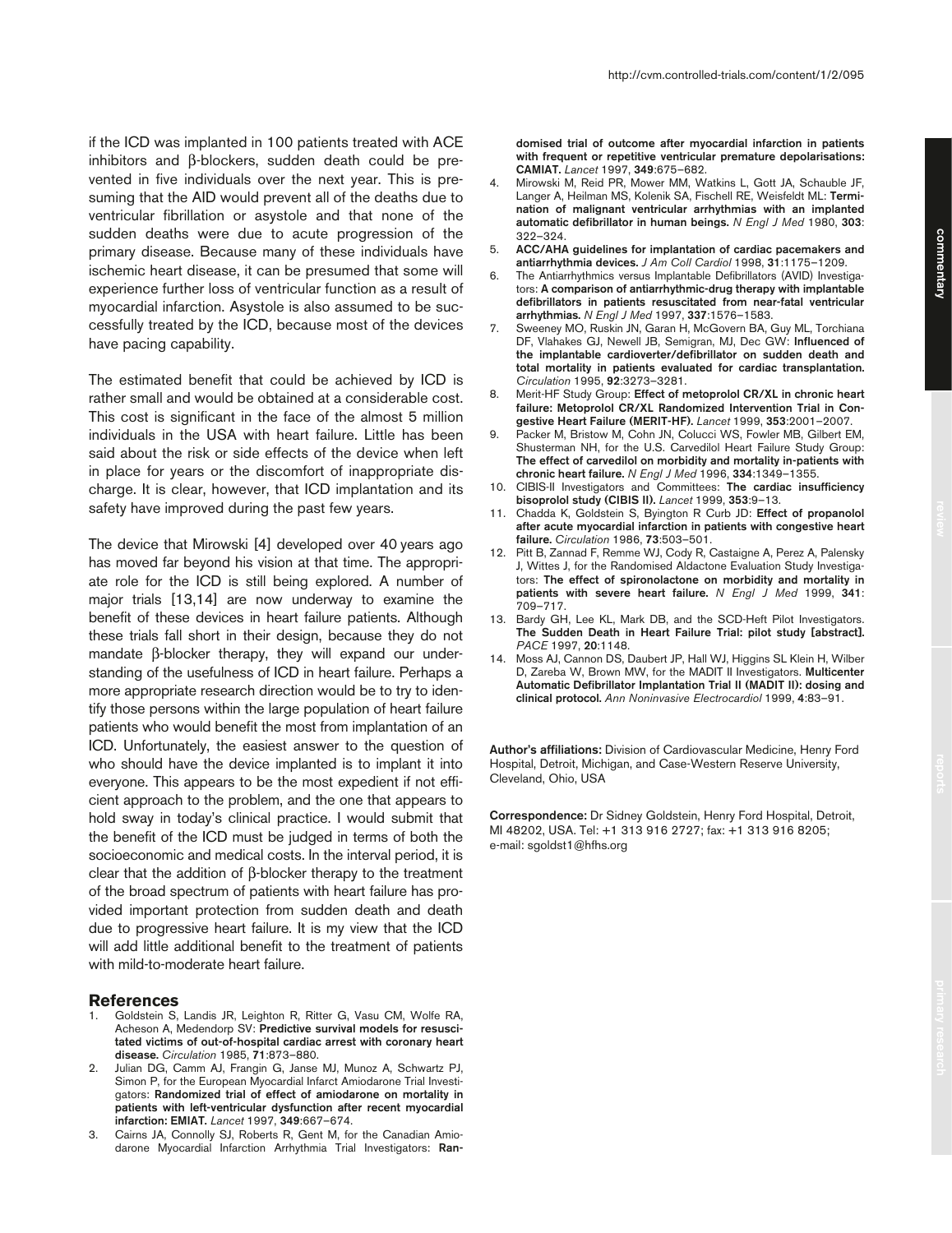if the ICD was implanted in 100 patients treated with ACE inhibitors and β-blockers, sudden death could be prevented in five individuals over the next year. This is presuming that the AID would prevent all of the deaths due to ventricular fibrillation or asystole and that none of the sudden deaths were due to acute progression of the primary disease. Because many of these individuals have ischemic heart disease, it can be presumed that some will experience further loss of ventricular function as a result of myocardial infarction. Asystole is also assumed to be successfully treated by the ICD, because most of the devices have pacing capability.

The estimated benefit that could be achieved by ICD is rather small and would be obtained at a considerable cost. This cost is significant in the face of the almost 5 million individuals in the USA with heart failure. Little has been said about the risk or side effects of the device when left in place for years or the discomfort of inappropriate discharge. It is clear, however, that ICD implantation and its safety have improved during the past few years.

The device that Mirowski [4] developed over 40 years ago has moved far beyond his vision at that time. The appropriate role for the ICD is still being explored. A number of major trials [13,14] are now underway to examine the benefit of these devices in heart failure patients. Although these trials fall short in their design, because they do not mandate β-blocker therapy, they will expand our understanding of the usefulness of ICD in heart failure. Perhaps a more appropriate research direction would be to try to identify those persons within the large population of heart failure patients who would benefit the most from implantation of an ICD. Unfortunately, the easiest answer to the question of who should have the device implanted is to implant it into everyone. This appears to be the most expedient if not efficient approach to the problem, and the one that appears to hold sway in today's clinical practice. I would submit that the benefit of the ICD must be judged in terms of both the socioeconomic and medical costs. In the interval period, it is clear that the addition of β-blocker therapy to the treatment of the broad spectrum of patients with heart failure has provided important protection from sudden death and death due to progressive heart failure. It is my view that the ICD will add little additional benefit to the treatment of patients with mild-to-moderate heart failure.

## References

1. Goldstein S, Landis JR, Leighton R, Ritter G, Vasu CM, Wolfe RA, Acheson A, Medendorp SV: **Predictive survival models for resuscitated victims of out-of-hospital cardiac arrest with coronary heart disease.** *Circulation* 1985, **71**:873–880.
2. Julian DG, Camm AJ, Frangin G, Janse MJ, Munoz A, Schwartz PJ, Simon P, for the European Myocardial Infarct Amiodarone Trial Investigators: **Randomized trial of effect of amiodarone on mortality in patients with left-ventricular dysfunction after recent myocardial infarction: EMIAT.** *Lancet* 1997, **349**:667–674.
3. Cairns JA, Connolly SJ, Roberts R, Gent M, for the Canadian Amiodarone Myocardial Infarction Arrhythmia Trial Investigators: **Randomised trial of outcome after myocardial infarction in patients with frequent or repetitive ventricular premature depolarisations: CAMIAT.** *Lancet* 1997, **349**:675–682.
4. Mirowski M, Reid PR, Mower MM, Watkins L, Gott JA, Schauble JF, Langer A, Heilman MS, Kolenik SA, Fischell RE, Weisfeldt ML: **Termination of malignant ventricular arrhythmias with an implanted automatic defibrillator in human beings.** *N Engl J Med* 1980, **303**: 322–324.
5. **ACC/AHA guidelines for implantation of cardiac pacemakers and antiarrhythmia devices.** *J Am Coll Cardiol* 1998, **31**:1175–1209.
6. The Antiarrhythmics versus Implantable Defibrillators (AVID) Investigators: **A comparison of antiarrhythmic-drug therapy with implantable defibrillators in patients resuscitated from near-fatal ventricular arrhythmias.** *N Engl J Med* 1997, **337**:1576–1583.
7. Sweeney MO, Ruskin JN, Garan H, McGovern BA, Guy ML, Torchiana DF, Vlahakes GJ, Newell JB, Semigran, MJ, Dec GW: **Influenced of the implantable cardioverter/defibrillator on sudden death and total mortality in patients evaluated for cardiac transplantation.** *Circulation* 1995, **92**:3273–3281.
8. Merit-HF Study Group: **Effect of metoprolol CR/XL in chronic heart failure: Metoprolol CR/XL Randomized Intervention Trial in Congestive Heart Failure (MERIT-HF).** *Lancet* 1999, **353**:2001–2007.
9. Packer M, Bristow M, Cohn JN, Colucci WS, Fowler MB, Gilbert EM, Shusterman NH, for the U.S. Carvedilol Heart Failure Study Group: **The effect of carvedilol on morbidity and mortality in-patients with chronic heart failure.** *N Engl J Med* 1996, **334**:1349–1355.
10. CIBIS-II Investigators and Committees: **The cardiac insufficiency bisoprolol study (CIBIS II).** *Lancet* 1999, **353**:9–13.
11. Chadda K, Goldstein S, Byington R Curb JD: **Effect of propanolol after acute myocardial infarction in patients with congestive heart failure.** *Circulation* 1986, **73**:503–501.
12. Pitt B, Zannad F, Remme WJ, Cody R, Castaigne A, Perez A, Palensky J, Wittes J, for the Randomised Aldactone Evaluation Study Investigators: **The effect of spironolactone on morbidity and mortality in patients with severe heart failure.** *N Engl J Med* 1999, **341**: 709–717.
13. Bardy GH, Lee KL, Mark DB, and the SCD-Heft Pilot Investigators. **The Sudden Death in Heart Failure Trial: pilot study [abstract].** *PACE* 1997, **20**:1148.
14. Moss AJ, Cannon DS, Daubert JP, Hall WJ, Higgins SL Klein H, Wilber D, Zareba W, Brown MW, for the MADIT II Investigators. **Multicenter Automatic Defibrillator Implantation Trial II (MADIT II): dosing and clinical protocol.** *Ann Noninvasive Electrocardiol* 1999, **4**:83–91.

**Author's affiliations:** Division of Cardiovascular Medicine, Henry Ford Hospital, Detroit, Michigan, and Case-Western Reserve University, Cleveland, Ohio, USA

**Correspondence:** Dr Sidney Goldstein, Henry Ford Hospital, Detroit, MI 48202, USA. Tel: +1 313 916 2727; fax: +1 313 916 8205; e-mail: sgoldst1@hfhs.org